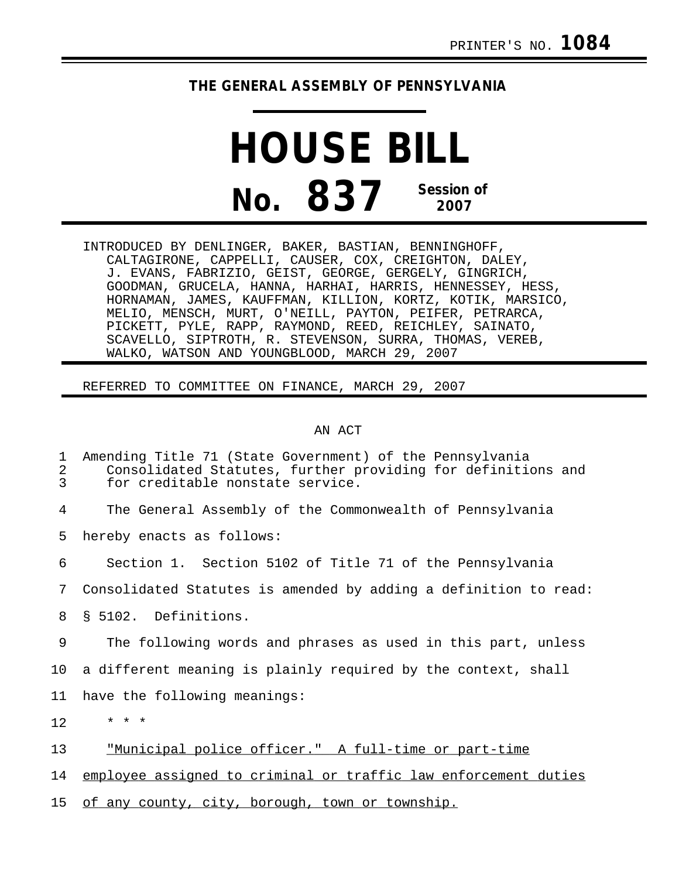PRINTER'S NO. **1084**

THE GENERAL ASSEMBLY OF PENNSYLVANIA

# HOUSE BILL

## No. 837 Session of 2007

INTRODUCED BY DENLINGER, BAKER, BASTIAN, BENNINGHOFF, CALTAGIRONE, CAPPELLI, CAUSER, COX, CREIGHTON, DALEY, J. EVANS, FABRIZIO, GEIST, GEORGE, GERGELY, GINGRICH, GOODMAN, GRUCELA, HANNA, HARHAI, HARRIS, HENNESSEY, HESS, HORNAMAN, JAMES, KAUFFMAN, KILLION, KORTZ, KOTIK, MARSICO, MELIO, MENSCH, MURT, O'NEILL, PAYTON, PEIFER, PETRARCA, PICKETT, PYLE, RAPP, RAYMOND, REED, REICHLEY, SAINATO, SCAVELLO, SIPTROTH, R. STEVENSON, SURRA, THOMAS, VEREB, WALKO, WATSON AND YOUNGBLOOD, MARCH 29, 2007

REFERRED TO COMMITTEE ON FINANCE, MARCH 29, 2007

AN ACT

Amending Title 71 (State Government) of the Pennsylvania Consolidated Statutes, further providing for definitions and for creditable nonstate service.

The General Assembly of the Commonwealth of Pennsylvania hereby enacts as follows:

Section 1. Section 5102 of Title 71 of the Pennsylvania Consolidated Statutes is amended by adding a definition to read:

§ 5102. Definitions.

The following words and phrases as used in this part, unless a different meaning is plainly required by the context, shall have the following meanings:

\* \* \*

<u>"Municipal police officer." A full-time or part-time employee assigned to criminal or traffic law enforcement duties of any county, city, borough, town or township.</u>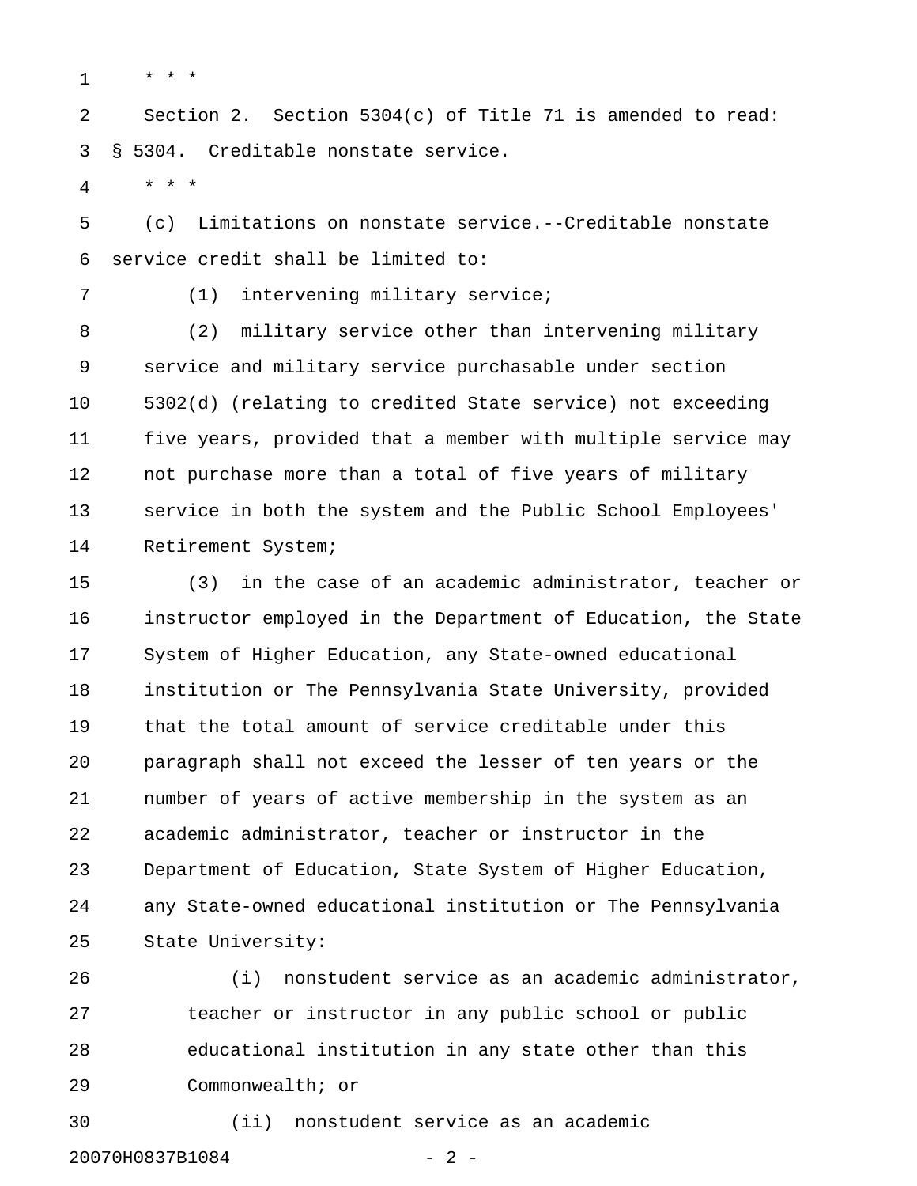* * *

Section 2. Section 5304(c) of Title 71 is amended to read:

§ 5304. Creditable nonstate service.

* * *

(c) Limitations on nonstate service.--Creditable nonstate service credit shall be limited to:

(1) intervening military service;

(2) military service other than intervening military service and military service purchasable under section 5302(d) (relating to credited State service) not exceeding five years, provided that a member with multiple service may not purchase more than a total of five years of military service in both the system and the Public School Employees' Retirement System;

(3) in the case of an academic administrator, teacher or instructor employed in the Department of Education, the State System of Higher Education, any State-owned educational institution or The Pennsylvania State University, provided that the total amount of service creditable under this paragraph shall not exceed the lesser of ten years or the number of years of active membership in the system as an academic administrator, teacher or instructor in the Department of Education, State System of Higher Education, any State-owned educational institution or The Pennsylvania State University:

(i) nonstudent service as an academic administrator, teacher or instructor in any public school or public educational institution in any state other than this Commonwealth; or

(ii) nonstudent service as an academic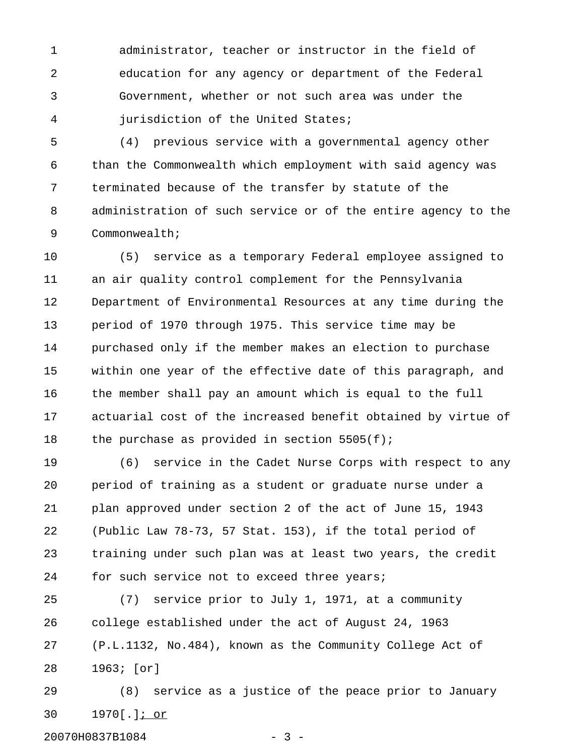administrator, teacher or instructor in the field of education for any agency or department of the Federal Government, whether or not such area was under the jurisdiction of the United States;

(4) previous service with a governmental agency other than the Commonwealth which employment with said agency was terminated because of the transfer by statute of the administration of such service or of the entire agency to the Commonwealth;

(5) service as a temporary Federal employee assigned to an air quality control complement for the Pennsylvania Department of Environmental Resources at any time during the period of 1970 through 1975. This service time may be purchased only if the member makes an election to purchase within one year of the effective date of this paragraph, and the member shall pay an amount which is equal to the full actuarial cost of the increased benefit obtained by virtue of the purchase as provided in section 5505(f);

(6) service in the Cadet Nurse Corps with respect to any period of training as a student or graduate nurse under a plan approved under section 2 of the act of June 15, 1943 (Public Law 78-73, 57 Stat. 153), if the total period of training under such plan was at least two years, the credit for such service not to exceed three years;

(7) service prior to July 1, 1971, at a community college established under the act of August 24, 1963 (P.L.1132, No.484), known as the Community College Act of 1963; [or]

(8) service as a justice of the peace prior to January 1970[.]<u>; or</u>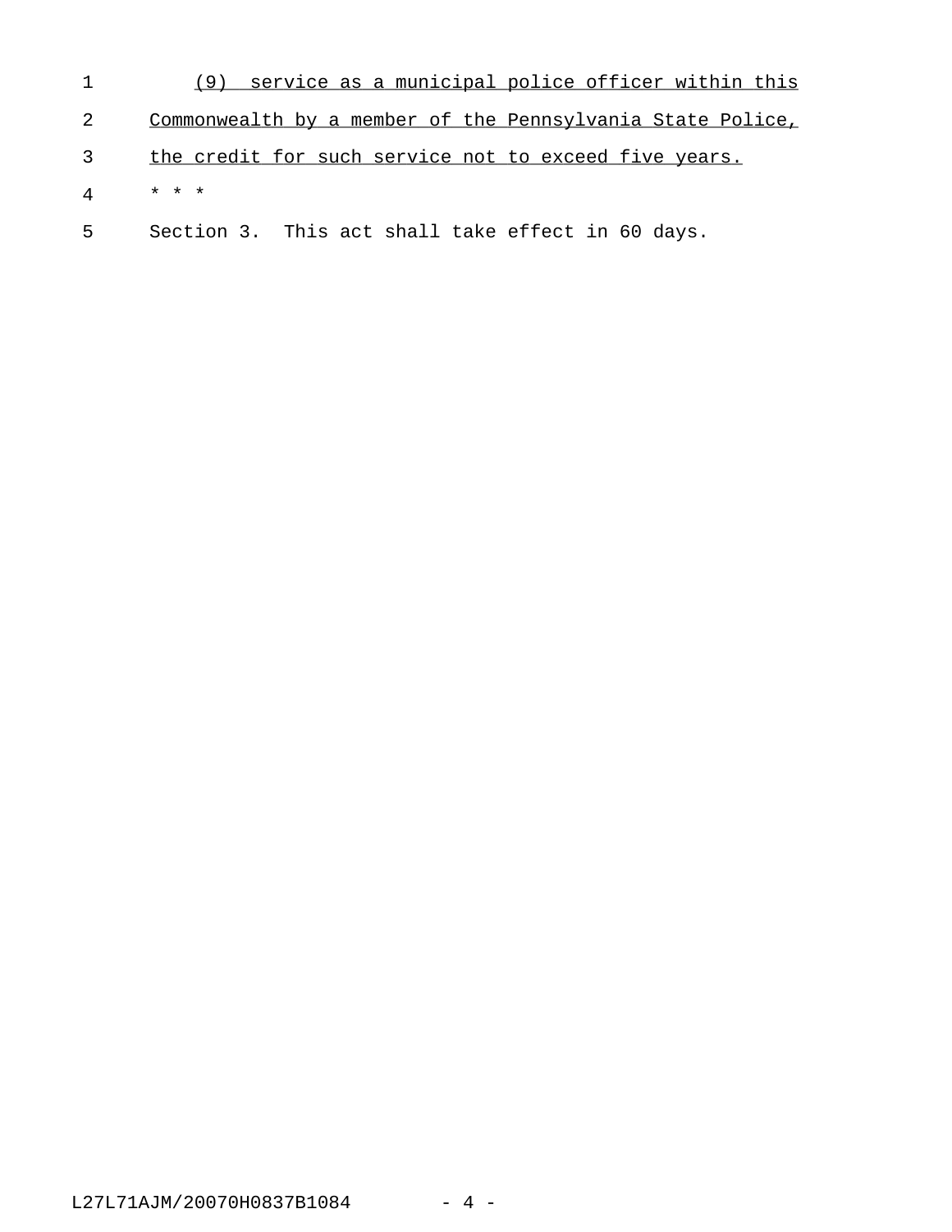(9) service as a municipal police officer within this Commonwealth by a member of the Pennsylvania State Police, the credit for such service not to exceed five years.

* * *

Section 3. This act shall take effect in 60 days.